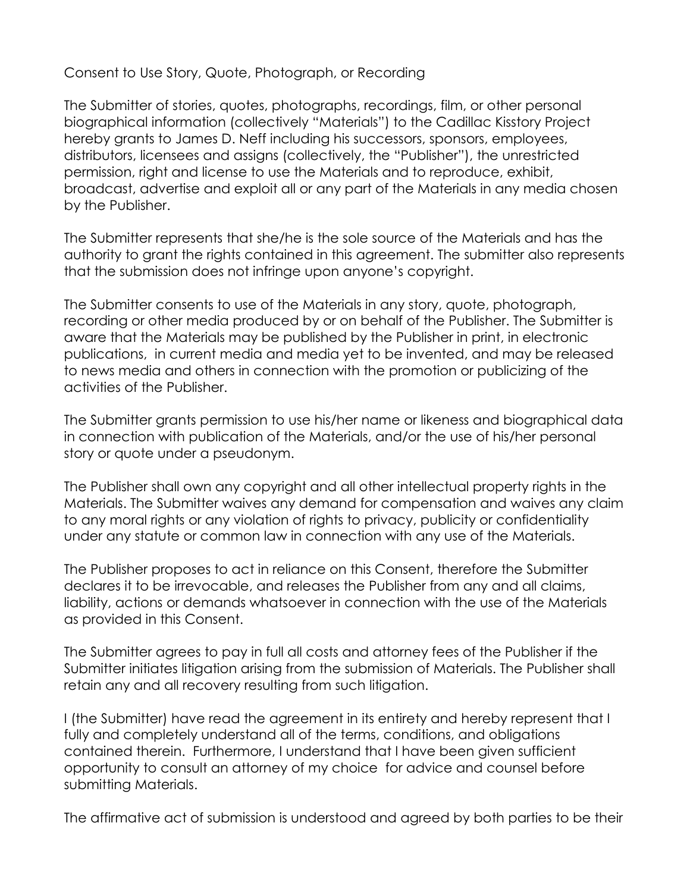# Consent to Use Story, Quote, Photograph, or Recording

The Submitter of stories, quotes, photographs, recordings, film, or other personal biographical information (collectively "Materials") to the Cadillac Kisstory Project hereby grants to James D. Neff including his successors, sponsors, employees, distributors, licensees and assigns (collectively, the "Publisher"), the unrestricted permission, right and license to use the Materials and to reproduce, exhibit, broadcast, advertise and exploit all or any part of the Materials in any media chosen by the Publisher.

The Submitter represents that she/he is the sole source of the Materials and has the authority to grant the rights contained in this agreement. The submitter also represents that the submission does not infringe upon anyone's copyright.

The Submitter consents to use of the Materials in any story, quote, photograph, recording or other media produced by or on behalf of the Publisher. The Submitter is aware that the Materials may be published by the Publisher in print, in electronic publications, in current media and media yet to be invented, and may be released to news media and others in connection with the promotion or publicizing of the activities of the Publisher.

The Submitter grants permission to use his/her name or likeness and biographical data in connection with publication of the Materials, and/or the use of his/her personal story or quote under a pseudonym.

The Publisher shall own any copyright and all other intellectual property rights in the Materials. The Submitter waives any demand for compensation and waives any claim to any moral rights or any violation of rights to privacy, publicity or confidentiality under any statute or common law in connection with any use of the Materials.

The Publisher proposes to act in reliance on this Consent, therefore the Submitter declares it to be irrevocable, and releases the Publisher from any and all claims, liability, actions or demands whatsoever in connection with the use of the Materials as provided in this Consent.

The Submitter agrees to pay in full all costs and attorney fees of the Publisher if the Submitter initiates litigation arising from the submission of Materials. The Publisher shall retain any and all recovery resulting from such litigation.

I (the Submitter) have read the agreement in its entirety and hereby represent that I fully and completely understand all of the terms, conditions, and obligations contained therein. Furthermore, I understand that I have been given sufficient opportunity to consult an attorney of my choice for advice and counsel before submitting Materials.

The affirmative act of submission is understood and agreed by both parties to be their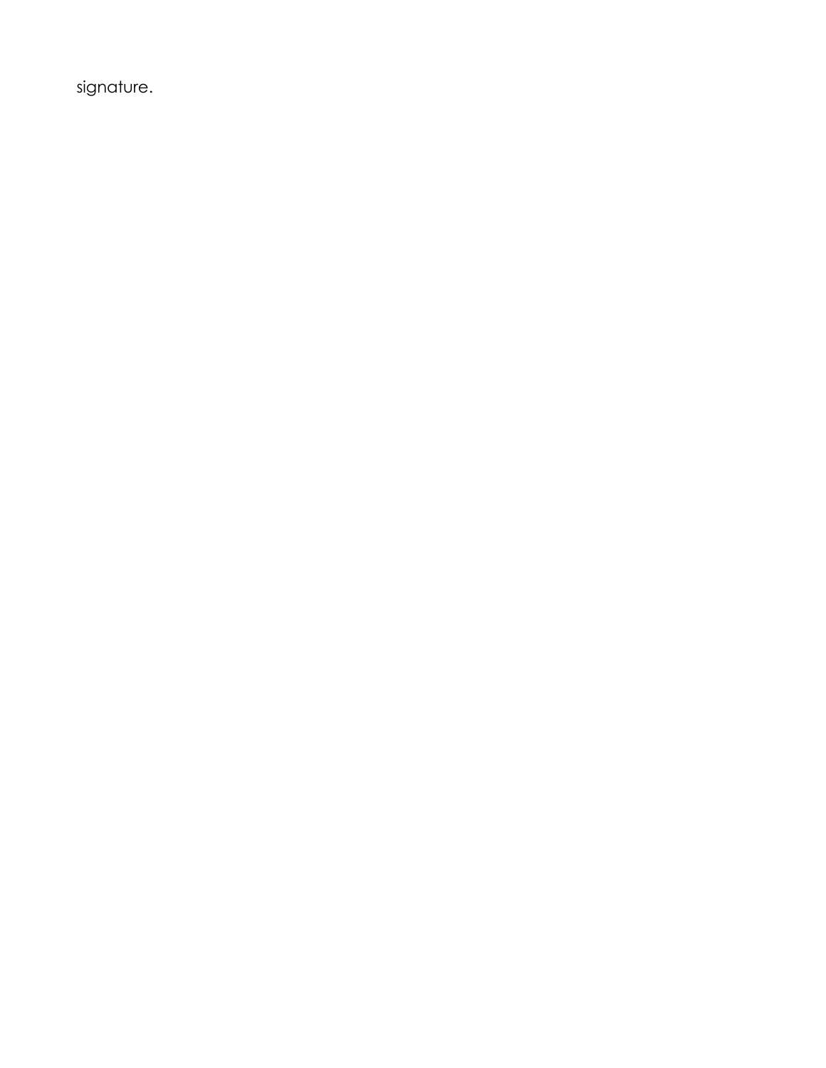signature.